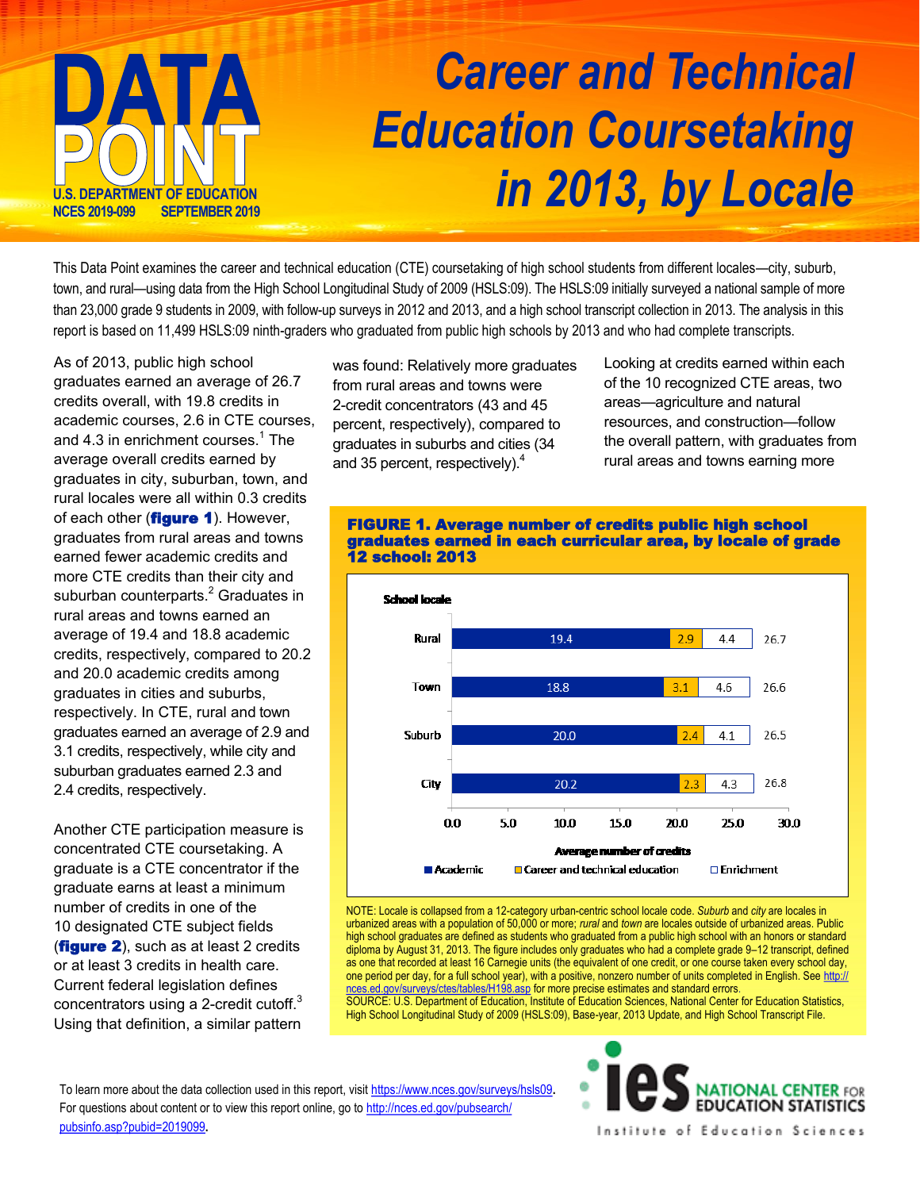# DATA POINT

U.S. DEPARTMENT OF EDUCATION
NCES 2019-099 SEPTEMBER 2019

# *Career and Technical Education Coursetaking in 2013, by Locale*

This Data Point examines the career and technical education (CTE) coursetaking of high school students from different locales—city, suburb, town, and rural—using data from the High School Longitudinal Study of 2009 (HSLS:09). The HSLS:09 initially surveyed a national sample of more than 23,000 grade 9 students in 2009, with follow-up surveys in 2012 and 2013, and a high school transcript collection in 2013. The analysis in this report is based on 11,499 HSLS:09 ninth-graders who graduated from public high schools by 2013 and who had complete transcripts.

As of 2013, public high school graduates earned an average of 26.7 credits overall, with 19.8 credits in academic courses, 2.6 in CTE courses, and 4.3 in enrichment courses.[1] The average overall credits earned by graduates in city, suburban, town, and rural locales were all within 0.3 credits of each other (**figure 1**). However, graduates from rural areas and towns earned fewer academic credits and more CTE credits than their city and suburban counterparts.[2] Graduates in rural areas and towns earned an average of 19.4 and 18.8 academic credits, respectively, compared to 20.2 and 20.0 academic credits among graduates in cities and suburbs, respectively. In CTE, rural and town graduates earned an average of 2.9 and 3.1 credits, respectively, while city and suburban graduates earned 2.3 and 2.4 credits, respectively.

Another CTE participation measure is concentrated CTE coursetaking. A graduate is a CTE concentrator if the graduate earns at least a minimum number of credits in one of the 10 designated CTE subject fields (**figure 2**), such as at least 2 credits or at least 3 credits in health care. Current federal legislation defines concentrators using a 2-credit cutoff.[3] Using that definition, a similar pattern was found: Relatively more graduates from rural areas and towns were 2-credit concentrators (43 and 45 percent, respectively), compared to graduates in suburbs and cities (34 and 35 percent, respectively).[4]

Looking at credits earned within each of the 10 recognized CTE areas, two areas—agriculture and natural resources, and construction—follow the overall pattern, with graduates from rural areas and towns earning more

**FIGURE 1. Average number of credits public high school graduates earned in each curricular area, by locale of grade 12 school: 2013**

| School locale | Academic | Career and technical education | Enrichment | Total |
|---|---|---|---|---|
| Rural | 19.4 | 2.9 | 4.4 | 26.7 |
| Town | 18.8 | 3.1 | 4.6 | 26.6 |
| Suburb | 20.0 | 2.4 | 4.1 | 26.5 |
| City | 20.2 | 2.3 | 4.3 | 26.8 |

Average number of credits (axis: 0.0–30.0)

NOTE: Locale is collapsed from a 12-category urban-centric school locale code. *Suburb* and *city* are locales in urbanized areas with a population of 50,000 or more; *rural* and *town* are locales outside of urbanized areas. Public high school graduates are defined as students who graduated from a public high school with an honors or standard diploma by August 31, 2013. The figure includes only graduates who had a complete grade 9–12 transcript, defined as one that recorded at least 16 Carnegie units (the equivalent of one credit, or one course taken every school day, one period per day, for a full school year), with a positive, nonzero number of units completed in English. See http://nces.ed.gov/surveys/ctes/tables/H198.asp for more precise estimates and standard errors.
SOURCE: U.S. Department of Education, Institute of Education Sciences, National Center for Education Statistics, High School Longitudinal Study of 2009 (HSLS:09), Base-year, 2013 Update, and High School Transcript File.

To learn more about the data collection used in this report, visit https://www.nces.gov/surveys/hsls09. For questions about content or to view this report online, go to http://nces.ed.gov/pubsearch/pubsinfo.asp?pubid=2019099.

ies NATIONAL CENTER FOR EDUCATION STATISTICS
Institute of Education Sciences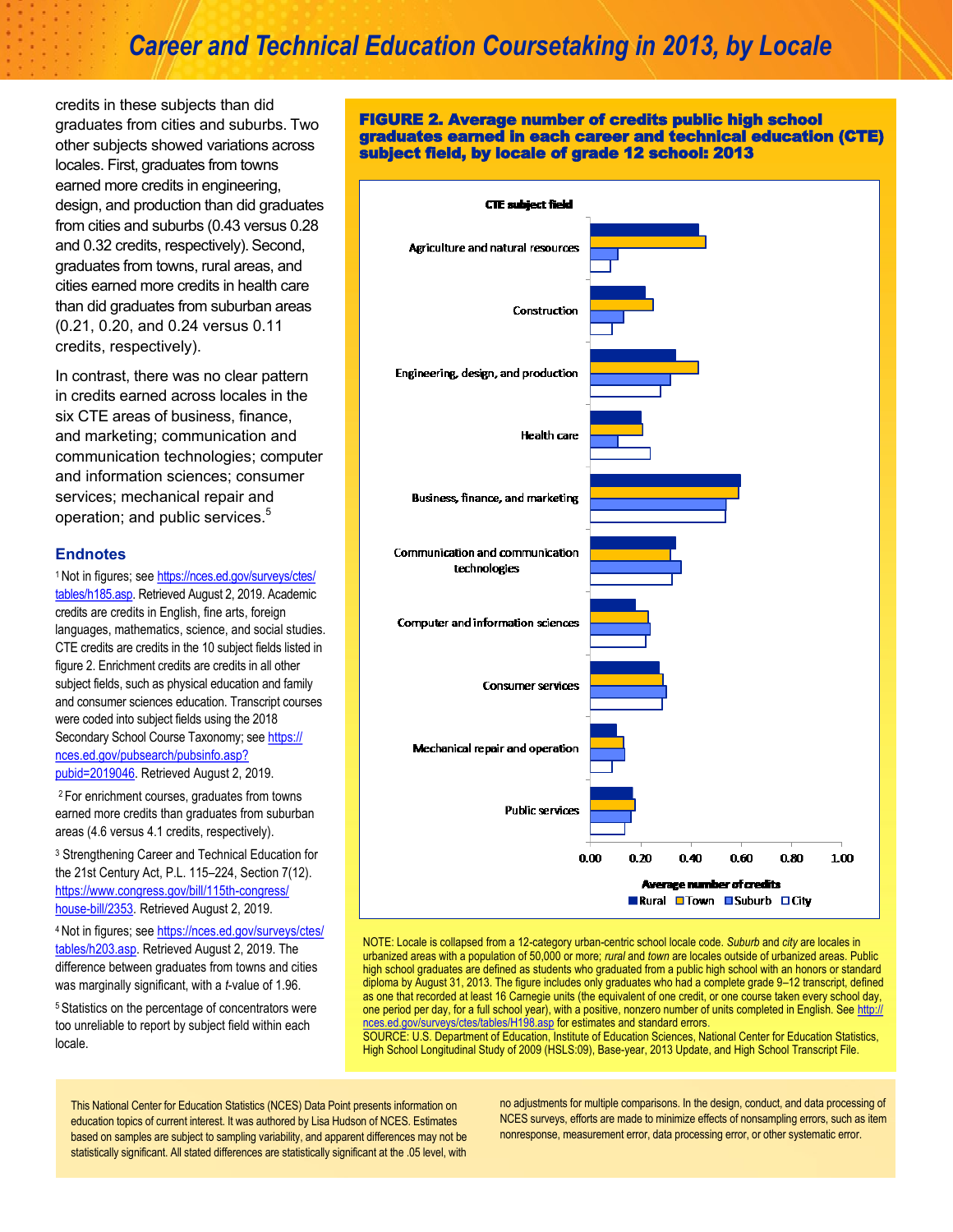credits in these subjects than did graduates from cities and suburbs. Two other subjects showed variations across locales. First, graduates from towns earned more credits in engineering, design, and production than did graduates from cities and suburbs (0.43 versus 0.28 and 0.32 credits, respectively). Second, graduates from towns, rural areas, and cities earned more credits in health care than did graduates from suburban areas (0.21, 0.20, and 0.24 versus 0.11 credits, respectively).

In contrast, there was no clear pattern in credits earned across locales in the six CTE areas of business, finance, and marketing; communication and communication technologies; computer and information sciences; consumer services; mechanical repair and operation; and public services.[5]

### Endnotes

[1] Not in figures; see https://nces.ed.gov/surveys/ctes/tables/h185.asp. Retrieved August 2, 2019. Academic credits are credits in English, fine arts, foreign languages, mathematics, science, and social studies. CTE credits are credits in the 10 subject fields listed in figure 2. Enrichment credits are credits in all other subject fields, such as physical education and family and consumer sciences education. Transcript courses were coded into subject fields using the 2018 Secondary School Course Taxonomy; see https://nces.ed.gov/pubsearch/pubsinfo.asp?pubid=2019046. Retrieved August 2, 2019.

[2] For enrichment courses, graduates from towns earned more credits than graduates from suburban areas (4.6 versus 4.1 credits, respectively).

[3] Strengthening Career and Technical Education for the 21st Century Act, P.L. 115–224, Section 7(12). https://www.congress.gov/bill/115th-congress/house-bill/2353. Retrieved August 2, 2019.

[4] Not in figures; see https://nces.ed.gov/surveys/ctes/tables/h203.asp. Retrieved August 2, 2019. The difference between graduates from towns and cities was marginally significant, with a *t*-value of 1.96.

[5] Statistics on the percentage of concentrators were too unreliable to report by subject field within each locale.

**FIGURE 2. Average number of credits public high school graduates earned in each career and technical education (CTE) subject field, by locale of grade 12 school: 2013**

CTE subject field

Agriculture and natural resources

Construction

Engineering, design, and production

Health care

Business, finance, and marketing

Communication and communication technologies

Computer and information sciences

Consumer services

Mechanical repair and operation

Public services

0.00 0.20 0.40 0.60 0.80 1.00

Average number of credits

Rural Town Suburb City

NOTE: Locale is collapsed from a 12-category urban-centric school locale code. *Suburb* and *city* are locales in urbanized areas with a population of 50,000 or more; *rural* and *town* are locales outside of urbanized areas. Public high school graduates are defined as students who graduated from a public high school with an honors or standard diploma by August 31, 2013. The figure includes only graduates who had a complete grade 9–12 transcript, defined as one that recorded at least 16 Carnegie units (the equivalent of one credit, or one course taken every school day, one period per day, for a full school year), with a positive, nonzero number of units completed in English. See http://nces.ed.gov/surveys/ctes/tables/H198.asp for estimates and standard errors.
SOURCE: U.S. Department of Education, Institute of Education Sciences, National Center for Education Statistics, High School Longitudinal Study of 2009 (HSLS:09), Base-year, 2013 Update, and High School Transcript File.

This National Center for Education Statistics (NCES) Data Point presents information on education topics of current interest. It was authored by Lisa Hudson of NCES. Estimates based on samples are subject to sampling variability, and apparent differences may not be statistically significant. All stated differences are statistically significant at the .05 level, with no adjustments for multiple comparisons. In the design, conduct, and data processing of NCES surveys, efforts are made to minimize effects of nonsampling errors, such as item nonresponse, measurement error, data processing error, or other systematic error.